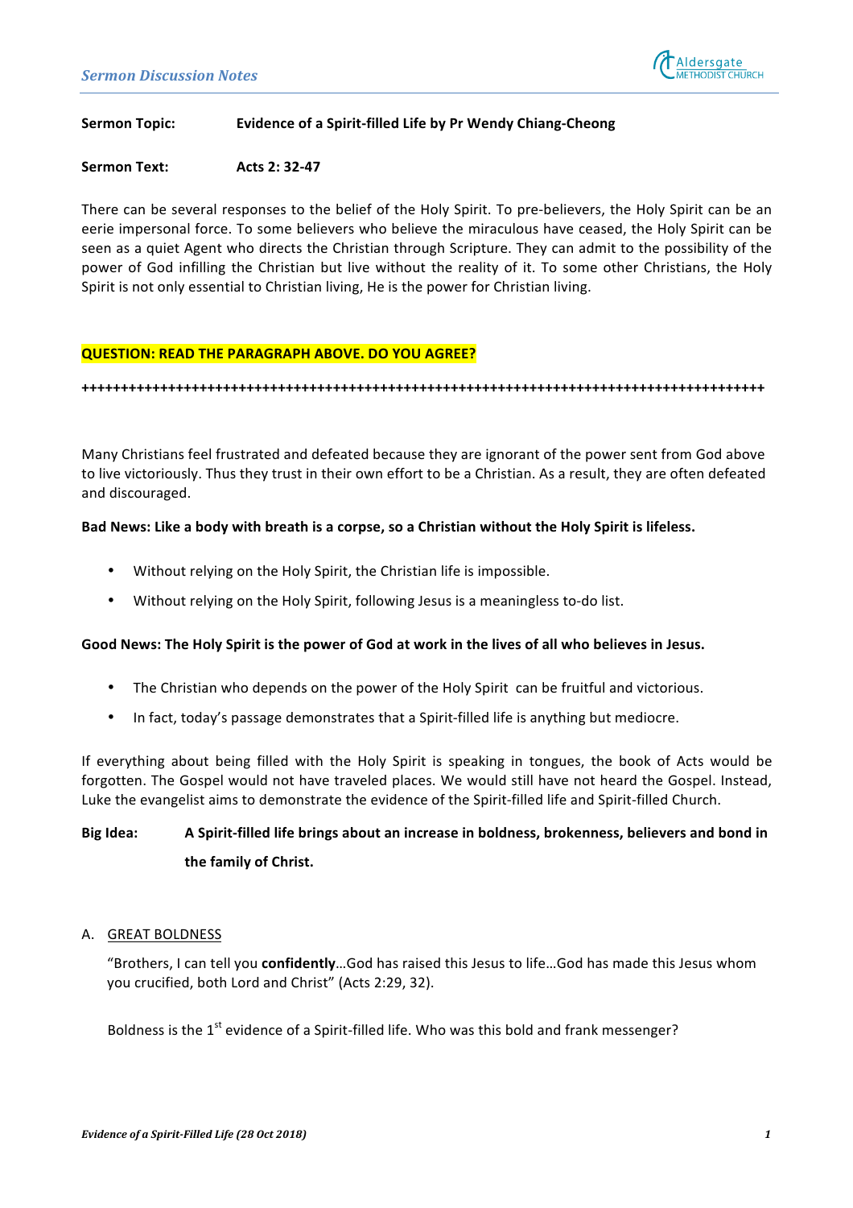**Sermon Topic:** **Evidence of a Spirit-filled Life by Pr Wendy Chiang-Cheong**

**Sermon Text:** **Acts 2: 32-47**

There can be several responses to the belief of the Holy Spirit. To pre-believers, the Holy Spirit can be an eerie impersonal force. To some believers who believe the miraculous have ceased, the Holy Spirit can be seen as a quiet Agent who directs the Christian through Scripture. They can admit to the possibility of the power of God infilling the Christian but live without the reality of it. To some other Christians, the Holy Spirit is not only essential to Christian living, He is the power for Christian living.

**QUESTION: READ THE PARAGRAPH ABOVE. DO YOU AGREE?**

**+++++++++++++++++++++++++++++++++++++++++++++++++++++++++++++++++++++++++++++++++++++**

Many Christians feel frustrated and defeated because they are ignorant of the power sent from God above to live victoriously. Thus they trust in their own effort to be a Christian. As a result, they are often defeated and discouraged.

**Bad News: Like a body with breath is a corpse, so a Christian without the Holy Spirit is lifeless.**

- Without relying on the Holy Spirit, the Christian life is impossible.
- Without relying on the Holy Spirit, following Jesus is a meaningless to-do list.

**Good News: The Holy Spirit is the power of God at work in the lives of all who believes in Jesus.**

- The Christian who depends on the power of the Holy Spirit can be fruitful and victorious.
- In fact, today's passage demonstrates that a Spirit-filled life is anything but mediocre.

If everything about being filled with the Holy Spirit is speaking in tongues, the book of Acts would be forgotten. The Gospel would not have traveled places. We would still have not heard the Gospel. Instead, Luke the evangelist aims to demonstrate the evidence of the Spirit-filled life and Spirit-filled Church.

**Big Idea:** **A Spirit-filled life brings about an increase in boldness, brokenness, believers and bond in the family of Christ.**

A. GREAT BOLDNESS

"Brothers, I can tell you **confidently**…God has raised this Jesus to life…God has made this Jesus whom you crucified, both Lord and Christ" (Acts 2:29, 32).

Boldness is the 1st evidence of a Spirit-filled life. Who was this bold and frank messenger?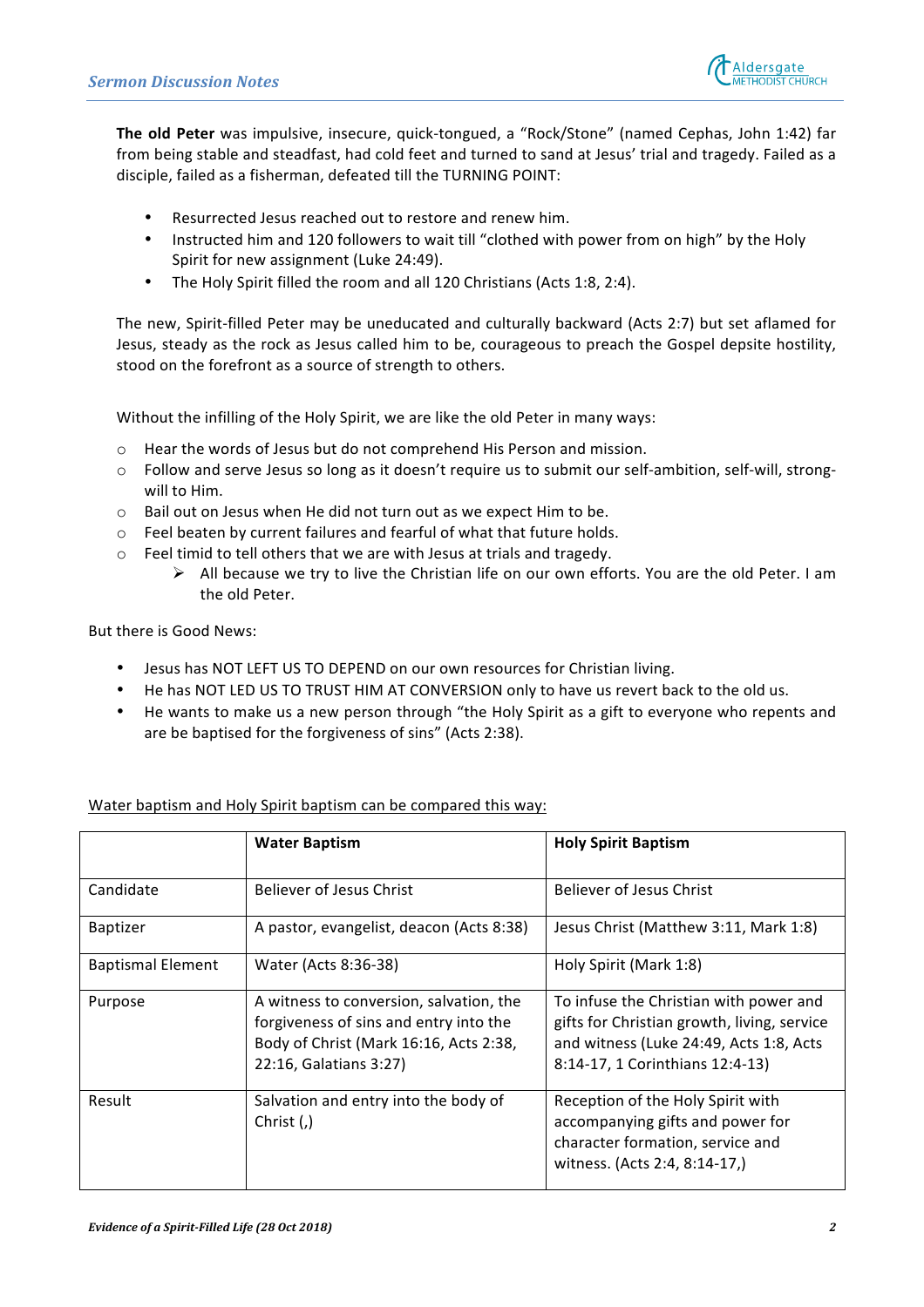**The old Peter** was impulsive, insecure, quick-tongued, a "Rock/Stone" (named Cephas, John 1:42) far from being stable and steadfast, had cold feet and turned to sand at Jesus' trial and tragedy. Failed as a disciple, failed as a fisherman, defeated till the TURNING POINT:

- Resurrected Jesus reached out to restore and renew him.
- Instructed him and 120 followers to wait till "clothed with power from on high" by the Holy Spirit for new assignment (Luke 24:49).
- The Holy Spirit filled the room and all 120 Christians (Acts 1:8, 2:4).

The new, Spirit-filled Peter may be uneducated and culturally backward (Acts 2:7) but set aflamed for Jesus, steady as the rock as Jesus called him to be, courageous to preach the Gospel depsite hostility, stood on the forefront as a source of strength to others.

Without the infilling of the Holy Spirit, we are like the old Peter in many ways:

- Hear the words of Jesus but do not comprehend His Person and mission.
- Follow and serve Jesus so long as it doesn't require us to submit our self-ambition, self-will, strong-will to Him.
- Bail out on Jesus when He did not turn out as we expect Him to be.
- Feel beaten by current failures and fearful of what that future holds.
- Feel timid to tell others that we are with Jesus at trials and tragedy.
  - All because we try to live the Christian life on our own efforts. You are the old Peter. I am the old Peter.

But there is Good News:

- Jesus has NOT LEFT US TO DEPEND on our own resources for Christian living.
- He has NOT LED US TO TRUST HIM AT CONVERSION only to have us revert back to the old us.
- He wants to make us a new person through "the Holy Spirit as a gift to everyone who repents and are be baptised for the forgiveness of sins" (Acts 2:38).

Water baptism and Holy Spirit baptism can be compared this way:

| | **Water Baptism** | **Holy Spirit Baptism** |
|---|---|---|
| Candidate | Believer of Jesus Christ | Believer of Jesus Christ |
| Baptizer | A pastor, evangelist, deacon (Acts 8:38) | Jesus Christ (Matthew 3:11, Mark 1:8) |
| Baptismal Element | Water (Acts 8:36-38) | Holy Spirit (Mark 1:8) |
| Purpose | A witness to conversion, salvation, the forgiveness of sins and entry into the Body of Christ (Mark 16:16, Acts 2:38, 22:16, Galatians 3:27) | To infuse the Christian with power and gifts for Christian growth, living, service and witness (Luke 24:49, Acts 1:8, Acts 8:14-17, 1 Corinthians 12:4-13) |
| Result | Salvation and entry into the body of Christ (,) | Reception of the Holy Spirit with accompanying gifts and power for character formation, service and witness. (Acts 2:4, 8:14-17,) |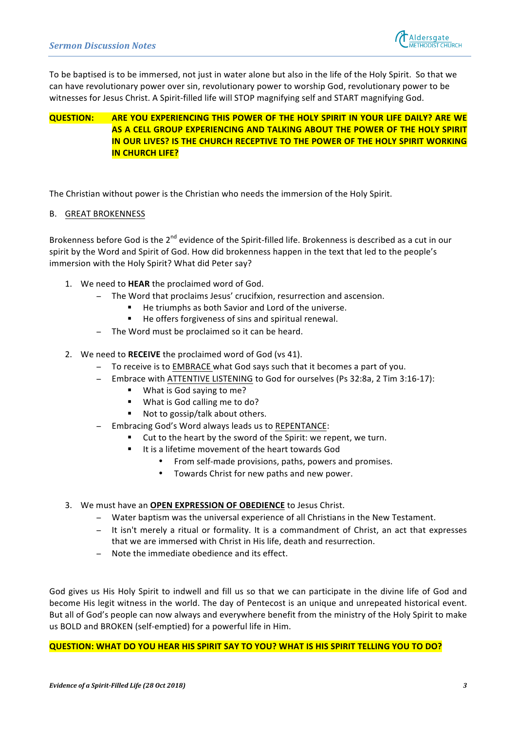To be baptised is to be immersed, not just in water alone but also in the life of the Holy Spirit. So that we can have revolutionary power over sin, revolutionary power to worship God, revolutionary power to be witnesses for Jesus Christ. A Spirit-filled life will STOP magnifying self and START magnifying God.

**QUESTION: ARE YOU EXPERIENCING THIS POWER OF THE HOLY SPIRIT IN YOUR LIFE DAILY? ARE WE AS A CELL GROUP EXPERIENCING AND TALKING ABOUT THE POWER OF THE HOLY SPIRIT IN OUR LIVES? IS THE CHURCH RECEPTIVE TO THE POWER OF THE HOLY SPIRIT WORKING IN CHURCH LIFE?**

The Christian without power is the Christian who needs the immersion of the Holy Spirit.

B. <u>GREAT BROKENNESS</u>

Brokenness before God is the 2nd evidence of the Spirit-filled life. Brokenness is described as a cut in our spirit by the Word and Spirit of God. How did brokenness happen in the text that led to the people's immersion with the Holy Spirit? What did Peter say?

1. We need to **HEAR** the proclaimed word of God.
   - The Word that proclaims Jesus' crucifixion, resurrection and ascension.
     - He triumphs as both Savior and Lord of the universe.
     - He offers forgiveness of sins and spiritual renewal.
   - The Word must be proclaimed so it can be heard.

2. We need to **RECEIVE** the proclaimed word of God (vs 41).
   - To receive is to <u>EMBRACE</u> what God says such that it becomes a part of you.
   - Embrace with <u>ATTENTIVE LISTENING</u> to God for ourselves (Ps 32:8a, 2 Tim 3:16-17):
     - What is God saying to me?
     - What is God calling me to do?
     - Not to gossip/talk about others.
   - Embracing God's Word always leads us to <u>REPENTANCE</u>:
     - Cut to the heart by the sword of the Spirit: we repent, we turn.
     - It is a lifetime movement of the heart towards God
       - From self-made provisions, paths, powers and promises.
       - Towards Christ for new paths and new power.

3. We must have an **<u>OPEN EXPRESSION OF OBEDIENCE</u>** to Jesus Christ.
   - Water baptism was the universal experience of all Christians in the New Testament.
   - It isn't merely a ritual or formality. It is a commandment of Christ, an act that expresses that we are immersed with Christ in His life, death and resurrection.
   - Note the immediate obedience and its effect.

God gives us His Holy Spirit to indwell and fill us so that we can participate in the divine life of God and become His legit witness in the world. The day of Pentecost is an unique and unrepeated historical event. But all of God's people can now always and everywhere benefit from the ministry of the Holy Spirit to make us BOLD and BROKEN (self-emptied) for a powerful life in Him.

**QUESTION: WHAT DO YOU HEAR HIS SPIRIT SAY TO YOU? WHAT IS HIS SPIRIT TELLING YOU TO DO?**